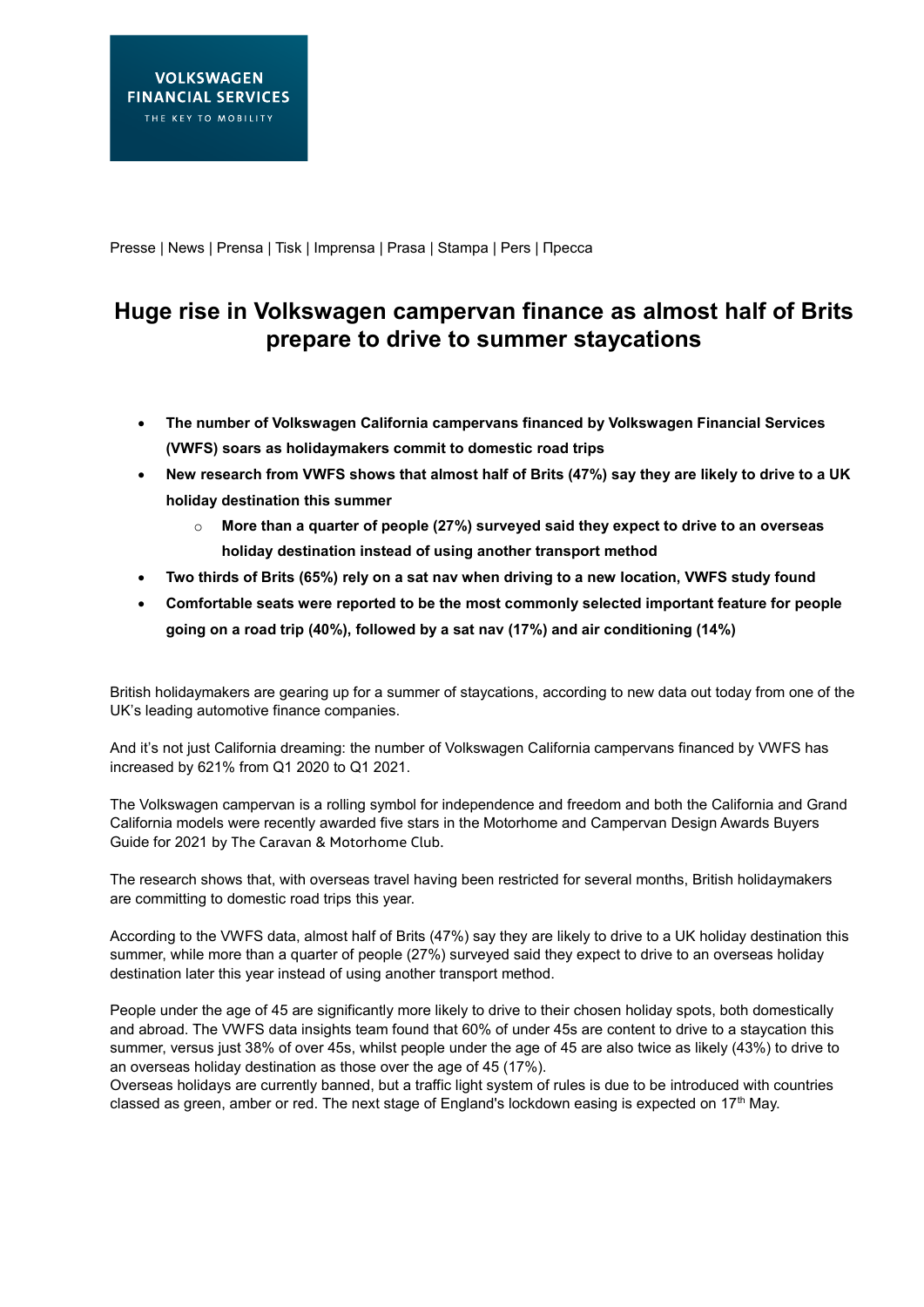VOLKSWAGEN
FINANCIAL SERVICES
THE KEY TO MOBILITY

Presse | News | Prensa | Tisk | Imprensa | Prasa | Stampa | Pers | Пресса

# Huge rise in Volkswagen campervan finance as almost half of Brits prepare to drive to summer staycations

- **The number of Volkswagen California campervans financed by Volkswagen Financial Services (VWFS) soars as holidaymakers commit to domestic road trips**
- **New research from VWFS shows that almost half of Brits (47%) say they are likely to drive to a UK holiday destination this summer**
  - **More than a quarter of people (27%) surveyed said they expect to drive to an overseas holiday destination instead of using another transport method**
- **Two thirds of Brits (65%) rely on a sat nav when driving to a new location, VWFS study found**
- **Comfortable seats were reported to be the most commonly selected important feature for people going on a road trip (40%), followed by a sat nav (17%) and air conditioning (14%)**

British holidaymakers are gearing up for a summer of staycations, according to new data out today from one of the UK's leading automotive finance companies.

And it's not just California dreaming: the number of Volkswagen California campervans financed by VWFS has increased by 621% from Q1 2020 to Q1 2021.

The Volkswagen campervan is a rolling symbol for independence and freedom and both the California and Grand California models were recently awarded five stars in the Motorhome and Campervan Design Awards Buyers Guide for 2021 by The Caravan & Motorhome Club.

The research shows that, with overseas travel having been restricted for several months, British holidaymakers are committing to domestic road trips this year.

According to the VWFS data, almost half of Brits (47%) say they are likely to drive to a UK holiday destination this summer, while more than a quarter of people (27%) surveyed said they expect to drive to an overseas holiday destination later this year instead of using another transport method.

People under the age of 45 are significantly more likely to drive to their chosen holiday spots, both domestically and abroad. The VWFS data insights team found that 60% of under 45s are content to drive to a staycation this summer, versus just 38% of over 45s, whilst people under the age of 45 are also twice as likely (43%) to drive to an overseas holiday destination as those over the age of 45 (17%).
Overseas holidays are currently banned, but a traffic light system of rules is due to be introduced with countries classed as green, amber or red. The next stage of England's lockdown easing is expected on 17th May.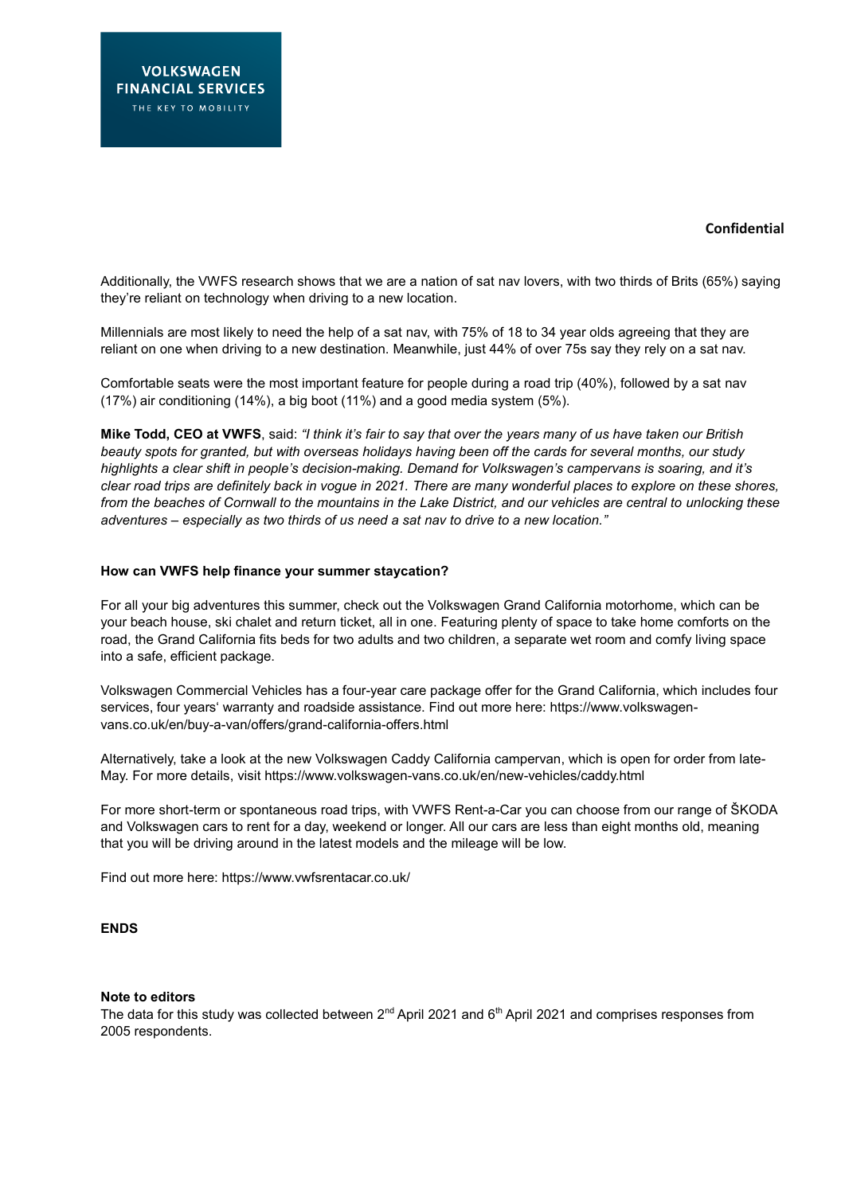**Confidential**

Additionally, the VWFS research shows that we are a nation of sat nav lovers, with two thirds of Brits (65%) saying they're reliant on technology when driving to a new location.

Millennials are most likely to need the help of a sat nav, with 75% of 18 to 34 year olds agreeing that they are reliant on one when driving to a new destination. Meanwhile, just 44% of over 75s say they rely on a sat nav.

Comfortable seats were the most important feature for people during a road trip (40%), followed by a sat nav (17%) air conditioning (14%), a big boot (11%) and a good media system (5%).

**Mike Todd, CEO at VWFS**, said: *"I think it's fair to say that over the years many of us have taken our British beauty spots for granted, but with overseas holidays having been off the cards for several months, our study highlights a clear shift in people's decision-making. Demand for Volkswagen's campervans is soaring, and it's clear road trips are definitely back in vogue in 2021. There are many wonderful places to explore on these shores, from the beaches of Cornwall to the mountains in the Lake District, and our vehicles are central to unlocking these adventures – especially as two thirds of us need a sat nav to drive to a new location."*

**How can VWFS help finance your summer staycation?**

For all your big adventures this summer, check out the Volkswagen Grand California motorhome, which can be your beach house, ski chalet and return ticket, all in one. Featuring plenty of space to take home comforts on the road, the Grand California fits beds for two adults and two children, a separate wet room and comfy living space into a safe, efficient package.

Volkswagen Commercial Vehicles has a four-year care package offer for the Grand California, which includes four services, four years' warranty and roadside assistance. Find out more here: https://www.volkswagen-vans.co.uk/en/buy-a-van/offers/grand-california-offers.html

Alternatively, take a look at the new Volkswagen Caddy California campervan, which is open for order from late-May. For more details, visit https://www.volkswagen-vans.co.uk/en/new-vehicles/caddy.html

For more short-term or spontaneous road trips, with VWFS Rent-a-Car you can choose from our range of ŠKODA and Volkswagen cars to rent for a day, weekend or longer. All our cars are less than eight months old, meaning that you will be driving around in the latest models and the mileage will be low.

Find out more here: https://www.vwfsrentacar.co.uk/

**ENDS**

**Note to editors**

The data for this study was collected between 2nd April 2021 and 6th April 2021 and comprises responses from 2005 respondents.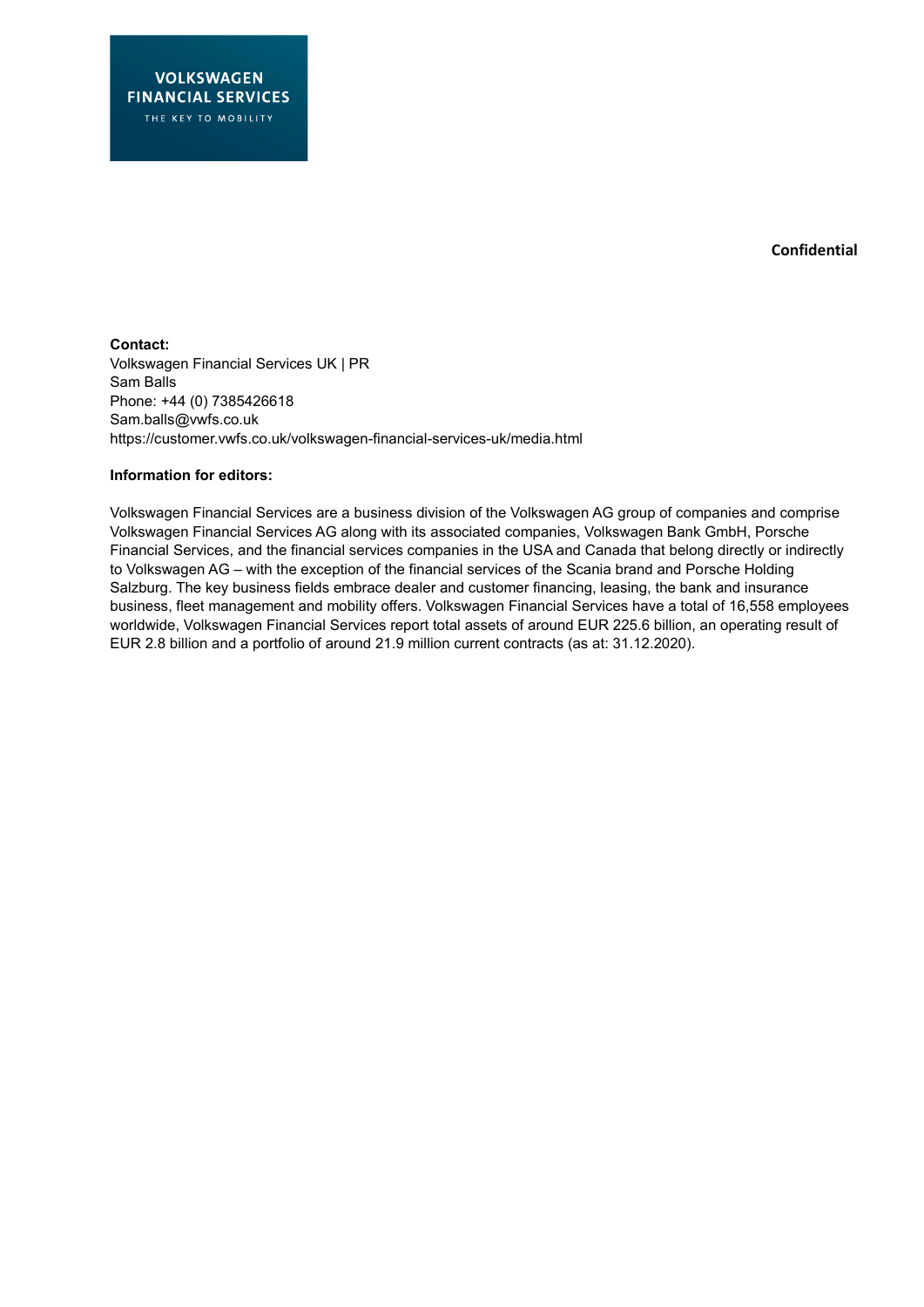VOLKSWAGEN FINANCIAL SERVICES
THE KEY TO MOBILITY

**Confidential**

**Contact:**
Volkswagen Financial Services UK | PR
Sam Balls
Phone: +44 (0) 7385426618
Sam.balls@vwfs.co.uk
https://customer.vwfs.co.uk/volkswagen-financial-services-uk/media.html

**Information for editors:**

Volkswagen Financial Services are a business division of the Volkswagen AG group of companies and comprise Volkswagen Financial Services AG along with its associated companies, Volkswagen Bank GmbH, Porsche Financial Services, and the financial services companies in the USA and Canada that belong directly or indirectly to Volkswagen AG – with the exception of the financial services of the Scania brand and Porsche Holding Salzburg. The key business fields embrace dealer and customer financing, leasing, the bank and insurance business, fleet management and mobility offers. Volkswagen Financial Services have a total of 16,558 employees worldwide, Volkswagen Financial Services report total assets of around EUR 225.6 billion, an operating result of EUR 2.8 billion and a portfolio of around 21.9 million current contracts (as at: 31.12.2020).